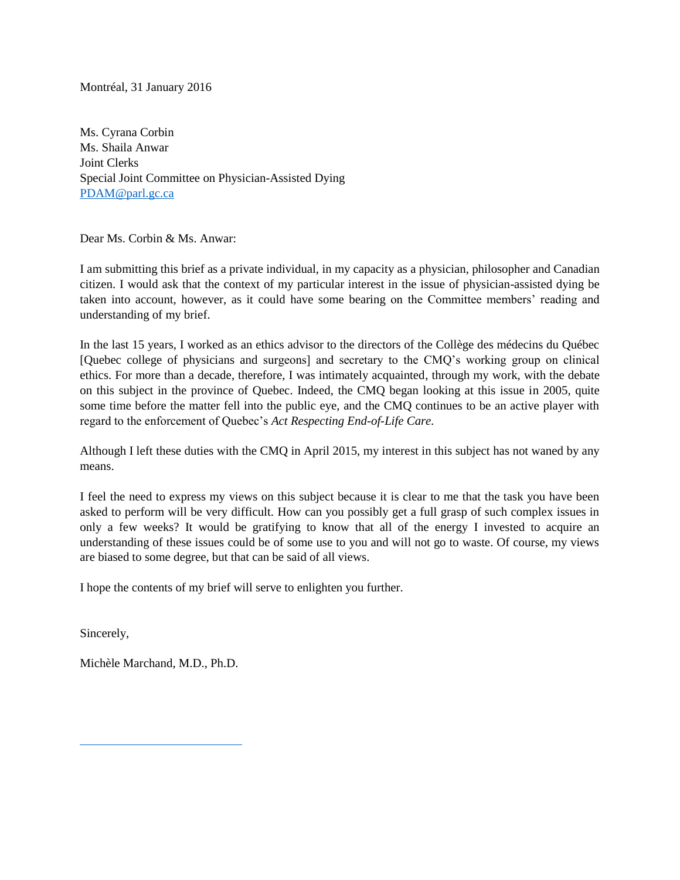Montréal, 31 January 2016

Ms. Cyrana Corbin  
Ms. Shaila Anwar  
Joint Clerks  
Special Joint Committee on Physician-Assisted Dying  
PDAM@parl.gc.ca

Dear Ms. Corbin & Ms. Anwar:

I am submitting this brief as a private individual, in my capacity as a physician, philosopher and Canadian citizen. I would ask that the context of my particular interest in the issue of physician-assisted dying be taken into account, however, as it could have some bearing on the Committee members' reading and understanding of my brief.

In the last 15 years, I worked as an ethics advisor to the directors of the Collège des médecins du Québec [Quebec college of physicians and surgeons] and secretary to the CMQ's working group on clinical ethics. For more than a decade, therefore, I was intimately acquainted, through my work, with the debate on this subject in the province of Quebec. Indeed, the CMQ began looking at this issue in 2005, quite some time before the matter fell into the public eye, and the CMQ continues to be an active player with regard to the enforcement of Quebec's *Act Respecting End-of-Life Care*.

Although I left these duties with the CMQ in April 2015, my interest in this subject has not waned by any means.

I feel the need to express my views on this subject because it is clear to me that the task you have been asked to perform will be very difficult. How can you possibly get a full grasp of such complex issues in only a few weeks? It would be gratifying to know that all of the energy I invested to acquire an understanding of these issues could be of some use to you and will not go to waste. Of course, my views are biased to some degree, but that can be said of all views.

I hope the contents of my brief will serve to enlighten you further.

Sincerely,

Michèle Marchand, M.D., Ph.D.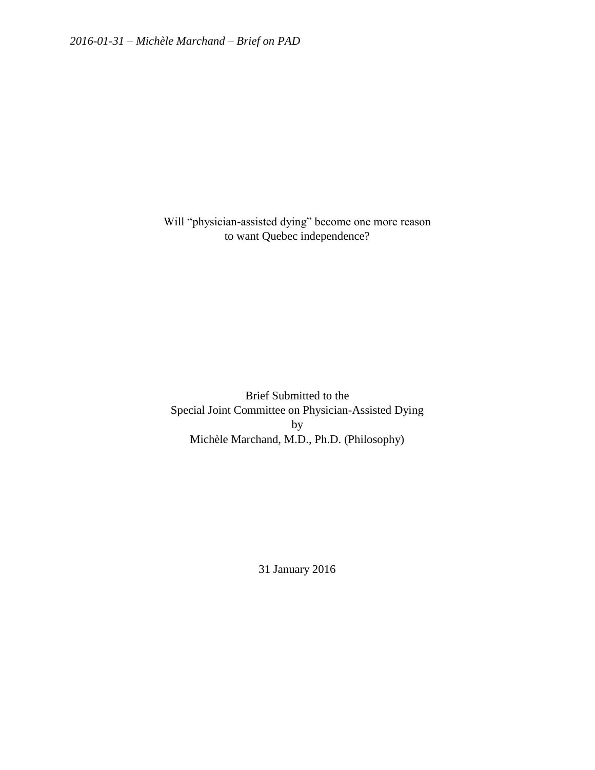Will “physician-assisted dying” become one more reason to want Quebec independence?

Brief Submitted to the
Special Joint Committee on Physician-Assisted Dying
by
Michèle Marchand, M.D., Ph.D. (Philosophy)

31 January 2016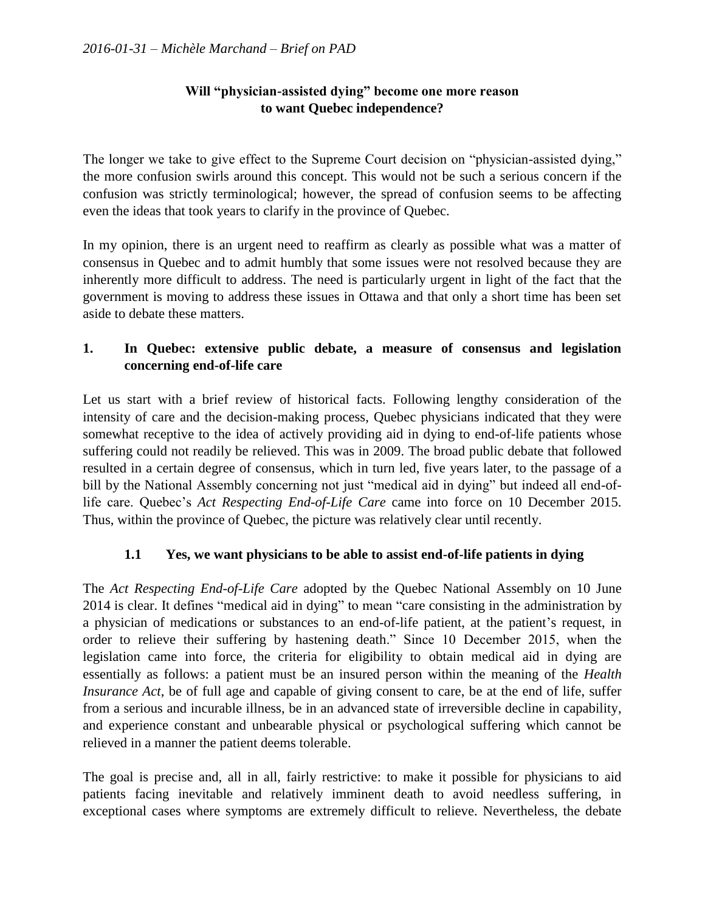# Will "physician-assisted dying" become one more reason to want Quebec independence?

The longer we take to give effect to the Supreme Court decision on "physician-assisted dying," the more confusion swirls around this concept. This would not be such a serious concern if the confusion was strictly terminological; however, the spread of confusion seems to be affecting even the ideas that took years to clarify in the province of Quebec.

In my opinion, there is an urgent need to reaffirm as clearly as possible what was a matter of consensus in Quebec and to admit humbly that some issues were not resolved because they are inherently more difficult to address. The need is particularly urgent in light of the fact that the government is moving to address these issues in Ottawa and that only a short time has been set aside to debate these matters.

## 1. In Quebec: extensive public debate, a measure of consensus and legislation concerning end-of-life care

Let us start with a brief review of historical facts. Following lengthy consideration of the intensity of care and the decision-making process, Quebec physicians indicated that they were somewhat receptive to the idea of actively providing aid in dying to end-of-life patients whose suffering could not readily be relieved. This was in 2009. The broad public debate that followed resulted in a certain degree of consensus, which in turn led, five years later, to the passage of a bill by the National Assembly concerning not just "medical aid in dying" but indeed all end-of-life care. Quebec's *Act Respecting End-of-Life Care* came into force on 10 December 2015. Thus, within the province of Quebec, the picture was relatively clear until recently.

### 1.1 Yes, we want physicians to be able to assist end-of-life patients in dying

The *Act Respecting End-of-Life Care* adopted by the Quebec National Assembly on 10 June 2014 is clear. It defines "medical aid in dying" to mean "care consisting in the administration by a physician of medications or substances to an end-of-life patient, at the patient's request, in order to relieve their suffering by hastening death." Since 10 December 2015, when the legislation came into force, the criteria for eligibility to obtain medical aid in dying are essentially as follows: a patient must be an insured person within the meaning of the *Health Insurance Act*, be of full age and capable of giving consent to care, be at the end of life, suffer from a serious and incurable illness, be in an advanced state of irreversible decline in capability, and experience constant and unbearable physical or psychological suffering which cannot be relieved in a manner the patient deems tolerable.

The goal is precise and, all in all, fairly restrictive: to make it possible for physicians to aid patients facing inevitable and relatively imminent death to avoid needless suffering, in exceptional cases where symptoms are extremely difficult to relieve. Nevertheless, the debate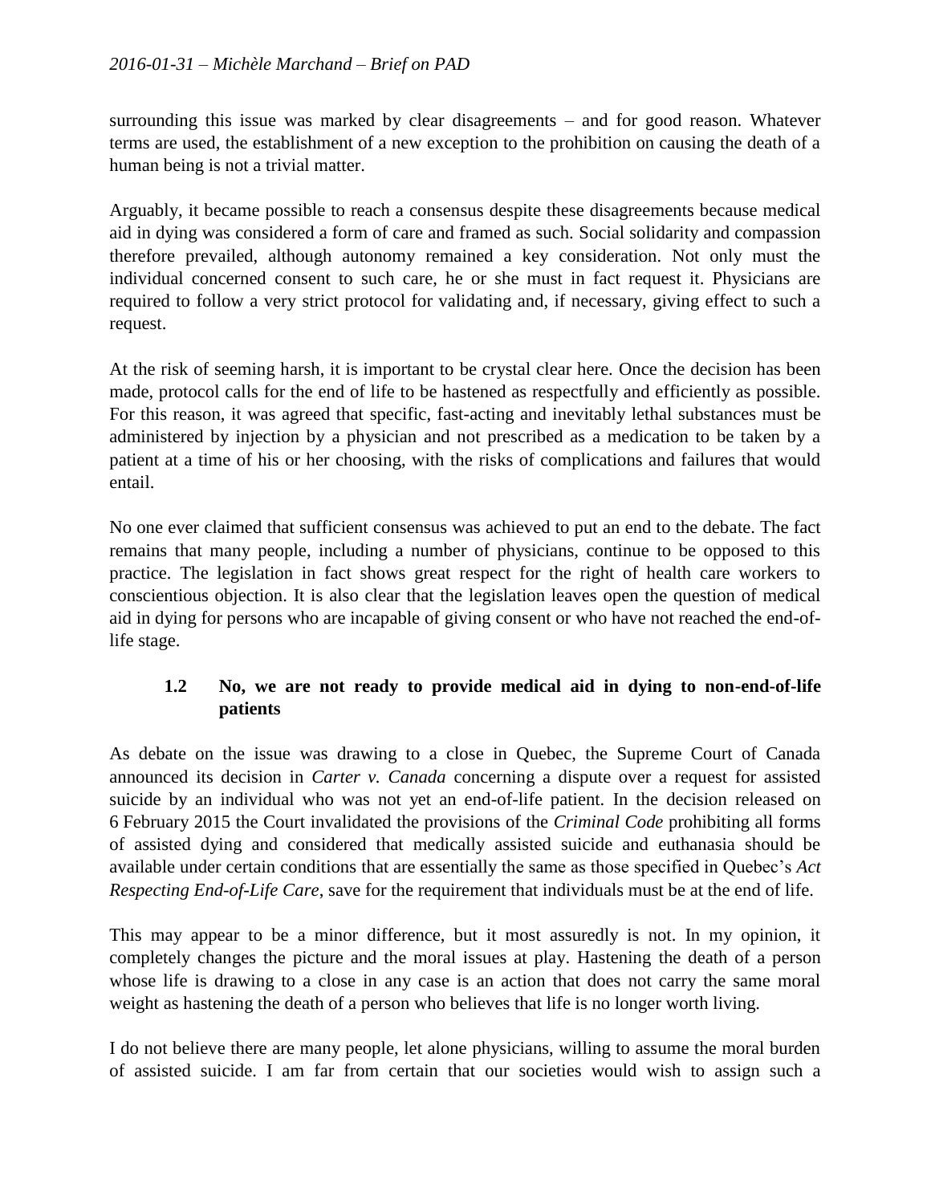surrounding this issue was marked by clear disagreements – and for good reason. Whatever terms are used, the establishment of a new exception to the prohibition on causing the death of a human being is not a trivial matter.

Arguably, it became possible to reach a consensus despite these disagreements because medical aid in dying was considered a form of care and framed as such. Social solidarity and compassion therefore prevailed, although autonomy remained a key consideration. Not only must the individual concerned consent to such care, he or she must in fact request it. Physicians are required to follow a very strict protocol for validating and, if necessary, giving effect to such a request.

At the risk of seeming harsh, it is important to be crystal clear here. Once the decision has been made, protocol calls for the end of life to be hastened as respectfully and efficiently as possible. For this reason, it was agreed that specific, fast-acting and inevitably lethal substances must be administered by injection by a physician and not prescribed as a medication to be taken by a patient at a time of his or her choosing, with the risks of complications and failures that would entail.

No one ever claimed that sufficient consensus was achieved to put an end to the debate. The fact remains that many people, including a number of physicians, continue to be opposed to this practice. The legislation in fact shows great respect for the right of health care workers to conscientious objection. It is also clear that the legislation leaves open the question of medical aid in dying for persons who are incapable of giving consent or who have not reached the end-of-life stage.

### 1.2 No, we are not ready to provide medical aid in dying to non-end-of-life patients

As debate on the issue was drawing to a close in Quebec, the Supreme Court of Canada announced its decision in *Carter v. Canada* concerning a dispute over a request for assisted suicide by an individual who was not yet an end-of-life patient. In the decision released on 6 February 2015 the Court invalidated the provisions of the *Criminal Code* prohibiting all forms of assisted dying and considered that medically assisted suicide and euthanasia should be available under certain conditions that are essentially the same as those specified in Quebec's *Act Respecting End-of-Life Care*, save for the requirement that individuals must be at the end of life.

This may appear to be a minor difference, but it most assuredly is not. In my opinion, it completely changes the picture and the moral issues at play. Hastening the death of a person whose life is drawing to a close in any case is an action that does not carry the same moral weight as hastening the death of a person who believes that life is no longer worth living.

I do not believe there are many people, let alone physicians, willing to assume the moral burden of assisted suicide. I am far from certain that our societies would wish to assign such a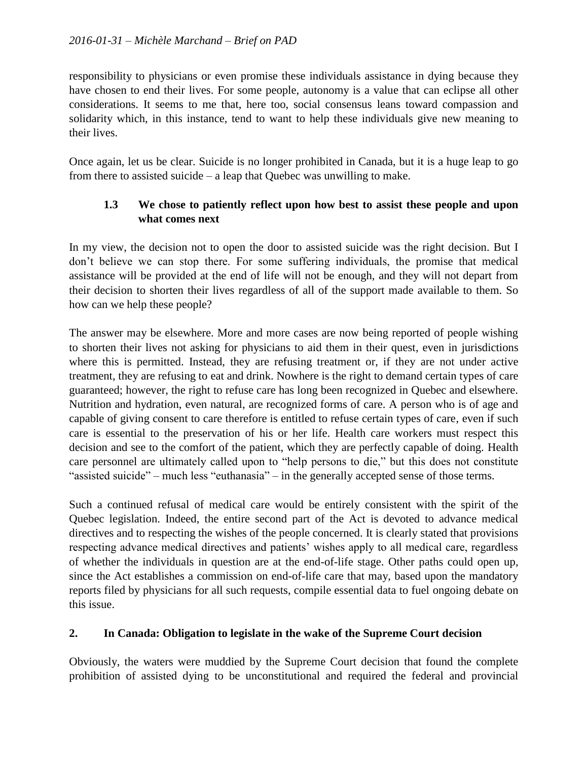responsibility to physicians or even promise these individuals assistance in dying because they have chosen to end their lives. For some people, autonomy is a value that can eclipse all other considerations. It seems to me that, here too, social consensus leans toward compassion and solidarity which, in this instance, tend to want to help these individuals give new meaning to their lives.

Once again, let us be clear. Suicide is no longer prohibited in Canada, but it is a huge leap to go from there to assisted suicide – a leap that Quebec was unwilling to make.

### 1.3 We chose to patiently reflect upon how best to assist these people and upon what comes next

In my view, the decision not to open the door to assisted suicide was the right decision. But I don't believe we can stop there. For some suffering individuals, the promise that medical assistance will be provided at the end of life will not be enough, and they will not depart from their decision to shorten their lives regardless of all of the support made available to them. So how can we help these people?

The answer may be elsewhere. More and more cases are now being reported of people wishing to shorten their lives not asking for physicians to aid them in their quest, even in jurisdictions where this is permitted. Instead, they are refusing treatment or, if they are not under active treatment, they are refusing to eat and drink. Nowhere is the right to demand certain types of care guaranteed; however, the right to refuse care has long been recognized in Quebec and elsewhere. Nutrition and hydration, even natural, are recognized forms of care. A person who is of age and capable of giving consent to care therefore is entitled to refuse certain types of care, even if such care is essential to the preservation of his or her life. Health care workers must respect this decision and see to the comfort of the patient, which they are perfectly capable of doing. Health care personnel are ultimately called upon to "help persons to die," but this does not constitute "assisted suicide" – much less "euthanasia" – in the generally accepted sense of those terms.

Such a continued refusal of medical care would be entirely consistent with the spirit of the Quebec legislation. Indeed, the entire second part of the Act is devoted to advance medical directives and to respecting the wishes of the people concerned. It is clearly stated that provisions respecting advance medical directives and patients' wishes apply to all medical care, regardless of whether the individuals in question are at the end-of-life stage. Other paths could open up, since the Act establishes a commission on end-of-life care that may, based upon the mandatory reports filed by physicians for all such requests, compile essential data to fuel ongoing debate on this issue.

## 2. In Canada: Obligation to legislate in the wake of the Supreme Court decision

Obviously, the waters were muddied by the Supreme Court decision that found the complete prohibition of assisted dying to be unconstitutional and required the federal and provincial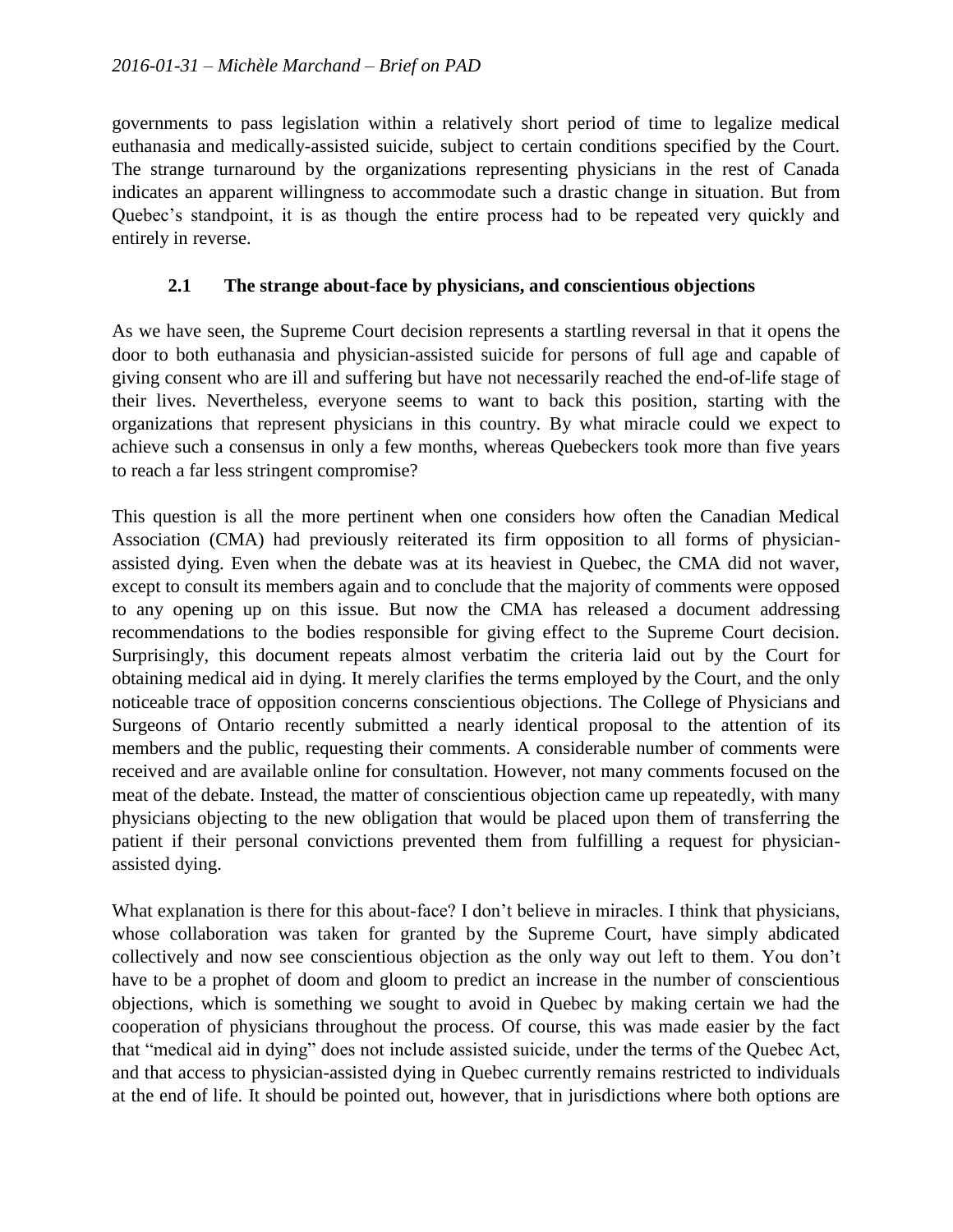governments to pass legislation within a relatively short period of time to legalize medical euthanasia and medically-assisted suicide, subject to certain conditions specified by the Court. The strange turnaround by the organizations representing physicians in the rest of Canada indicates an apparent willingness to accommodate such a drastic change in situation. But from Quebec's standpoint, it is as though the entire process had to be repeated very quickly and entirely in reverse.

### 2.1 The strange about-face by physicians, and conscientious objections

As we have seen, the Supreme Court decision represents a startling reversal in that it opens the door to both euthanasia and physician-assisted suicide for persons of full age and capable of giving consent who are ill and suffering but have not necessarily reached the end-of-life stage of their lives. Nevertheless, everyone seems to want to back this position, starting with the organizations that represent physicians in this country. By what miracle could we expect to achieve such a consensus in only a few months, whereas Quebeckers took more than five years to reach a far less stringent compromise?

This question is all the more pertinent when one considers how often the Canadian Medical Association (CMA) had previously reiterated its firm opposition to all forms of physician-assisted dying. Even when the debate was at its heaviest in Quebec, the CMA did not waver, except to consult its members again and to conclude that the majority of comments were opposed to any opening up on this issue. But now the CMA has released a document addressing recommendations to the bodies responsible for giving effect to the Supreme Court decision. Surprisingly, this document repeats almost verbatim the criteria laid out by the Court for obtaining medical aid in dying. It merely clarifies the terms employed by the Court, and the only noticeable trace of opposition concerns conscientious objections. The College of Physicians and Surgeons of Ontario recently submitted a nearly identical proposal to the attention of its members and the public, requesting their comments. A considerable number of comments were received and are available online for consultation. However, not many comments focused on the meat of the debate. Instead, the matter of conscientious objection came up repeatedly, with many physicians objecting to the new obligation that would be placed upon them of transferring the patient if their personal convictions prevented them from fulfilling a request for physician-assisted dying.

What explanation is there for this about-face? I don't believe in miracles. I think that physicians, whose collaboration was taken for granted by the Supreme Court, have simply abdicated collectively and now see conscientious objection as the only way out left to them. You don't have to be a prophet of doom and gloom to predict an increase in the number of conscientious objections, which is something we sought to avoid in Quebec by making certain we had the cooperation of physicians throughout the process. Of course, this was made easier by the fact that "medical aid in dying" does not include assisted suicide, under the terms of the Quebec Act, and that access to physician-assisted dying in Quebec currently remains restricted to individuals at the end of life. It should be pointed out, however, that in jurisdictions where both options are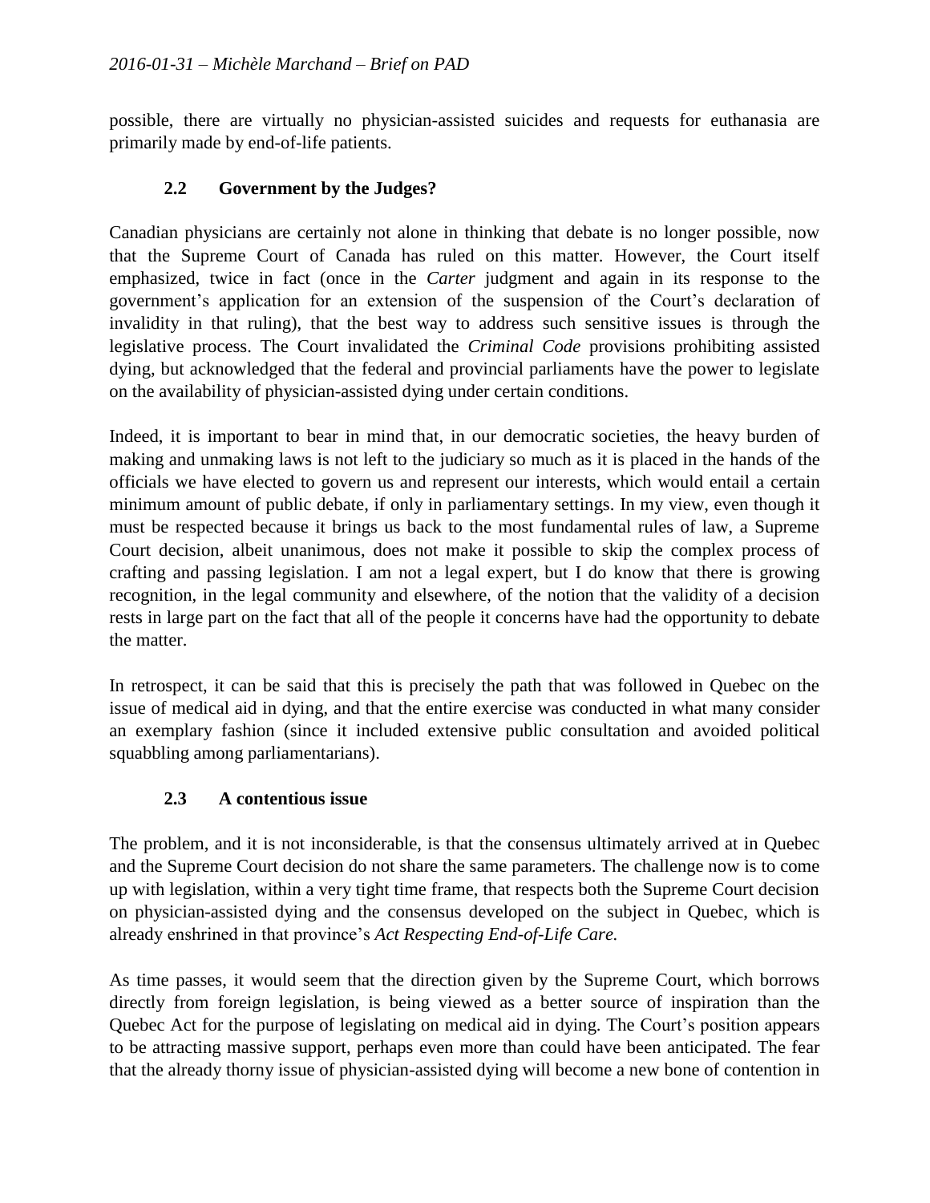possible, there are virtually no physician-assisted suicides and requests for euthanasia are primarily made by end-of-life patients.

### 2.2 Government by the Judges?

Canadian physicians are certainly not alone in thinking that debate is no longer possible, now that the Supreme Court of Canada has ruled on this matter. However, the Court itself emphasized, twice in fact (once in the *Carter* judgment and again in its response to the government's application for an extension of the suspension of the Court's declaration of invalidity in that ruling), that the best way to address such sensitive issues is through the legislative process. The Court invalidated the *Criminal Code* provisions prohibiting assisted dying, but acknowledged that the federal and provincial parliaments have the power to legislate on the availability of physician-assisted dying under certain conditions.

Indeed, it is important to bear in mind that, in our democratic societies, the heavy burden of making and unmaking laws is not left to the judiciary so much as it is placed in the hands of the officials we have elected to govern us and represent our interests, which would entail a certain minimum amount of public debate, if only in parliamentary settings. In my view, even though it must be respected because it brings us back to the most fundamental rules of law, a Supreme Court decision, albeit unanimous, does not make it possible to skip the complex process of crafting and passing legislation. I am not a legal expert, but I do know that there is growing recognition, in the legal community and elsewhere, of the notion that the validity of a decision rests in large part on the fact that all of the people it concerns have had the opportunity to debate the matter.

In retrospect, it can be said that this is precisely the path that was followed in Quebec on the issue of medical aid in dying, and that the entire exercise was conducted in what many consider an exemplary fashion (since it included extensive public consultation and avoided political squabbling among parliamentarians).

### 2.3 A contentious issue

The problem, and it is not inconsiderable, is that the consensus ultimately arrived at in Quebec and the Supreme Court decision do not share the same parameters. The challenge now is to come up with legislation, within a very tight time frame, that respects both the Supreme Court decision on physician-assisted dying and the consensus developed on the subject in Quebec, which is already enshrined in that province's *Act Respecting End-of-Life Care.*

As time passes, it would seem that the direction given by the Supreme Court, which borrows directly from foreign legislation, is being viewed as a better source of inspiration than the Quebec Act for the purpose of legislating on medical aid in dying. The Court's position appears to be attracting massive support, perhaps even more than could have been anticipated. The fear that the already thorny issue of physician-assisted dying will become a new bone of contention in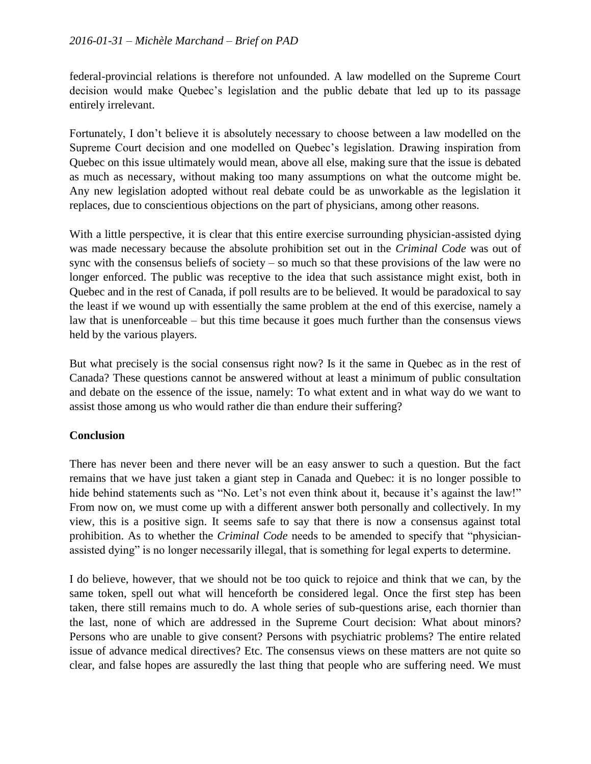federal-provincial relations is therefore not unfounded. A law modelled on the Supreme Court decision would make Quebec's legislation and the public debate that led up to its passage entirely irrelevant.

Fortunately, I don't believe it is absolutely necessary to choose between a law modelled on the Supreme Court decision and one modelled on Quebec's legislation. Drawing inspiration from Quebec on this issue ultimately would mean, above all else, making sure that the issue is debated as much as necessary, without making too many assumptions on what the outcome might be. Any new legislation adopted without real debate could be as unworkable as the legislation it replaces, due to conscientious objections on the part of physicians, among other reasons.

With a little perspective, it is clear that this entire exercise surrounding physician-assisted dying was made necessary because the absolute prohibition set out in the *Criminal Code* was out of sync with the consensus beliefs of society – so much so that these provisions of the law were no longer enforced. The public was receptive to the idea that such assistance might exist, both in Quebec and in the rest of Canada, if poll results are to be believed. It would be paradoxical to say the least if we wound up with essentially the same problem at the end of this exercise, namely a law that is unenforceable – but this time because it goes much further than the consensus views held by the various players.

But what precisely is the social consensus right now? Is it the same in Quebec as in the rest of Canada? These questions cannot be answered without at least a minimum of public consultation and debate on the essence of the issue, namely: To what extent and in what way do we want to assist those among us who would rather die than endure their suffering?

## Conclusion

There has never been and there never will be an easy answer to such a question. But the fact remains that we have just taken a giant step in Canada and Quebec: it is no longer possible to hide behind statements such as "No. Let's not even think about it, because it's against the law!" From now on, we must come up with a different answer both personally and collectively. In my view, this is a positive sign. It seems safe to say that there is now a consensus against total prohibition. As to whether the *Criminal Code* needs to be amended to specify that "physician-assisted dying" is no longer necessarily illegal, that is something for legal experts to determine.

I do believe, however, that we should not be too quick to rejoice and think that we can, by the same token, spell out what will henceforth be considered legal. Once the first step has been taken, there still remains much to do. A whole series of sub-questions arise, each thornier than the last, none of which are addressed in the Supreme Court decision: What about minors? Persons who are unable to give consent? Persons with psychiatric problems? The entire related issue of advance medical directives? Etc. The consensus views on these matters are not quite so clear, and false hopes are assuredly the last thing that people who are suffering need. We must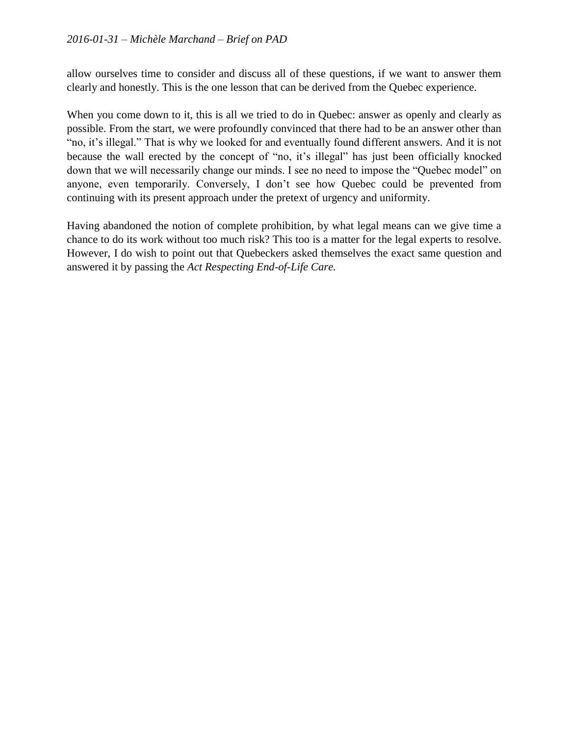allow ourselves time to consider and discuss all of these questions, if we want to answer them clearly and honestly. This is the one lesson that can be derived from the Quebec experience.

When you come down to it, this is all we tried to do in Quebec: answer as openly and clearly as possible. From the start, we were profoundly convinced that there had to be an answer other than "no, it's illegal." That is why we looked for and eventually found different answers. And it is not because the wall erected by the concept of "no, it's illegal" has just been officially knocked down that we will necessarily change our minds. I see no need to impose the "Quebec model" on anyone, even temporarily. Conversely, I don't see how Quebec could be prevented from continuing with its present approach under the pretext of urgency and uniformity.

Having abandoned the notion of complete prohibition, by what legal means can we give time a chance to do its work without too much risk? This too is a matter for the legal experts to resolve. However, I do wish to point out that Quebeckers asked themselves the exact same question and answered it by passing the *Act Respecting End-of-Life Care.*